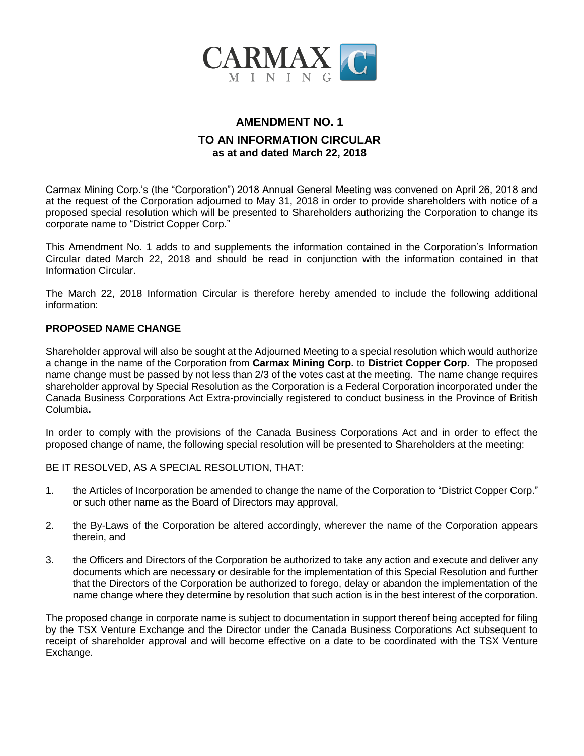CARMAX MINING

# AMENDMENT NO. 1
## TO AN INFORMATION CIRCULAR
### as at and dated March 22, 2018

Carmax Mining Corp.'s (the "Corporation") 2018 Annual General Meeting was convened on April 26, 2018 and at the request of the Corporation adjourned to May 31, 2018 in order to provide shareholders with notice of a proposed special resolution which will be presented to Shareholders authorizing the Corporation to change its corporate name to "District Copper Corp."

This Amendment No. 1 adds to and supplements the information contained in the Corporation's Information Circular dated March 22, 2018 and should be read in conjunction with the information contained in that Information Circular.

The March 22, 2018 Information Circular is therefore hereby amended to include the following additional information:

**PROPOSED NAME CHANGE**

Shareholder approval will also be sought at the Adjourned Meeting to a special resolution which would authorize a change in the name of the Corporation from **Carmax Mining Corp.** to **District Copper Corp.** The proposed name change must be passed by not less than 2/3 of the votes cast at the meeting. The name change requires shareholder approval by Special Resolution as the Corporation is a Federal Corporation incorporated under the Canada Business Corporations Act Extra-provincially registered to conduct business in the Province of British Columbia**.**

In order to comply with the provisions of the Canada Business Corporations Act and in order to effect the proposed change of name, the following special resolution will be presented to Shareholders at the meeting:

BE IT RESOLVED, AS A SPECIAL RESOLUTION, THAT:

1. the Articles of Incorporation be amended to change the name of the Corporation to "District Copper Corp." or such other name as the Board of Directors may approval,

2. the By-Laws of the Corporation be altered accordingly, wherever the name of the Corporation appears therein, and

3. the Officers and Directors of the Corporation be authorized to take any action and execute and deliver any documents which are necessary or desirable for the implementation of this Special Resolution and further that the Directors of the Corporation be authorized to forego, delay or abandon the implementation of the name change where they determine by resolution that such action is in the best interest of the corporation.

The proposed change in corporate name is subject to documentation in support thereof being accepted for filing by the TSX Venture Exchange and the Director under the Canada Business Corporations Act subsequent to receipt of shareholder approval and will become effective on a date to be coordinated with the TSX Venture Exchange.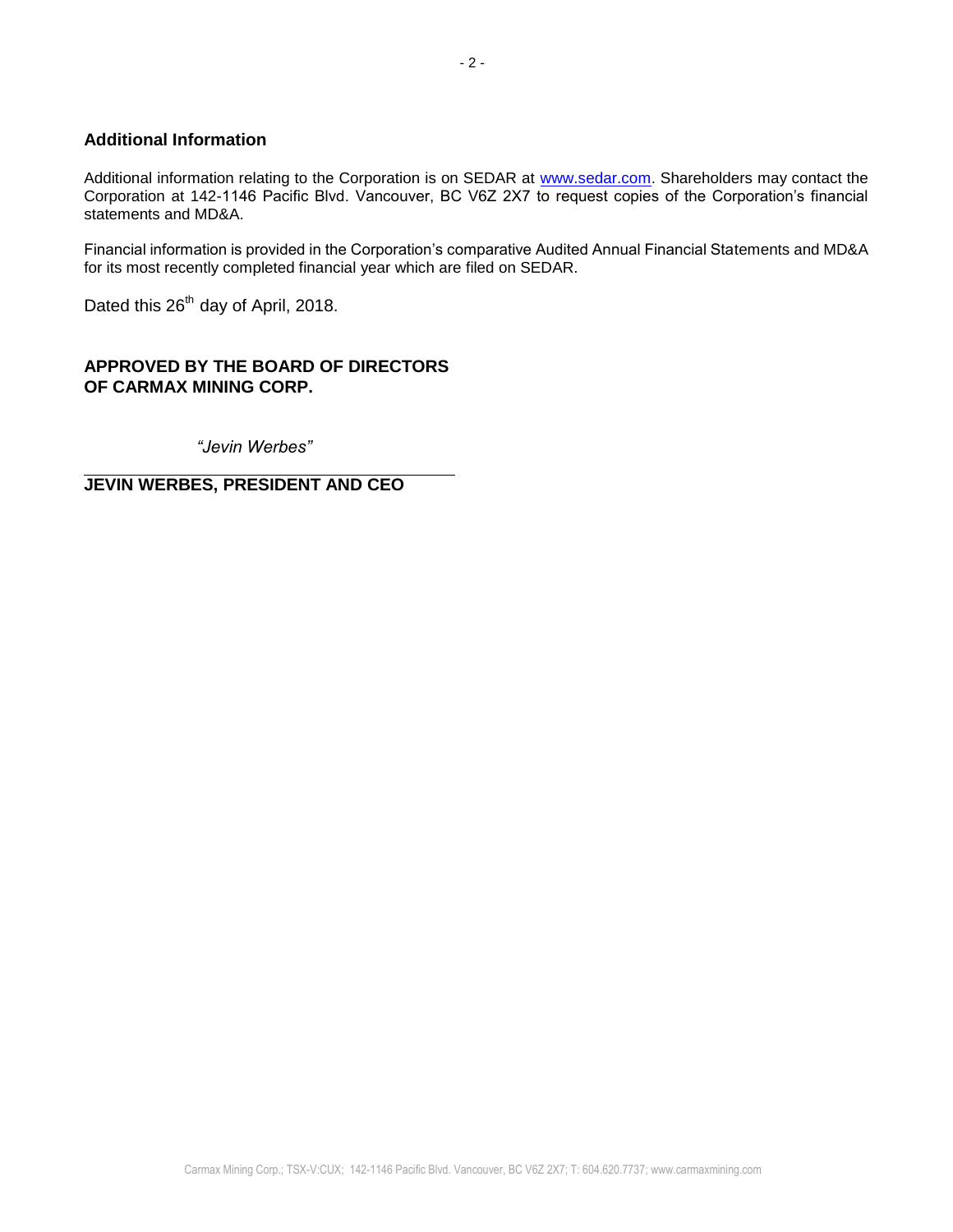## Additional Information

Additional information relating to the Corporation is on SEDAR at www.sedar.com. Shareholders may contact the Corporation at 142-1146 Pacific Blvd. Vancouver, BC V6Z 2X7 to request copies of the Corporation's financial statements and MD&A.

Financial information is provided in the Corporation's comparative Audited Annual Financial Statements and MD&A for its most recently completed financial year which are filed on SEDAR.

Dated this 26th day of April, 2018.

**APPROVED BY THE BOARD OF DIRECTORS OF CARMAX MINING CORP.**

*"Jevin Werbes"*

**JEVIN WERBES, PRESIDENT AND CEO**